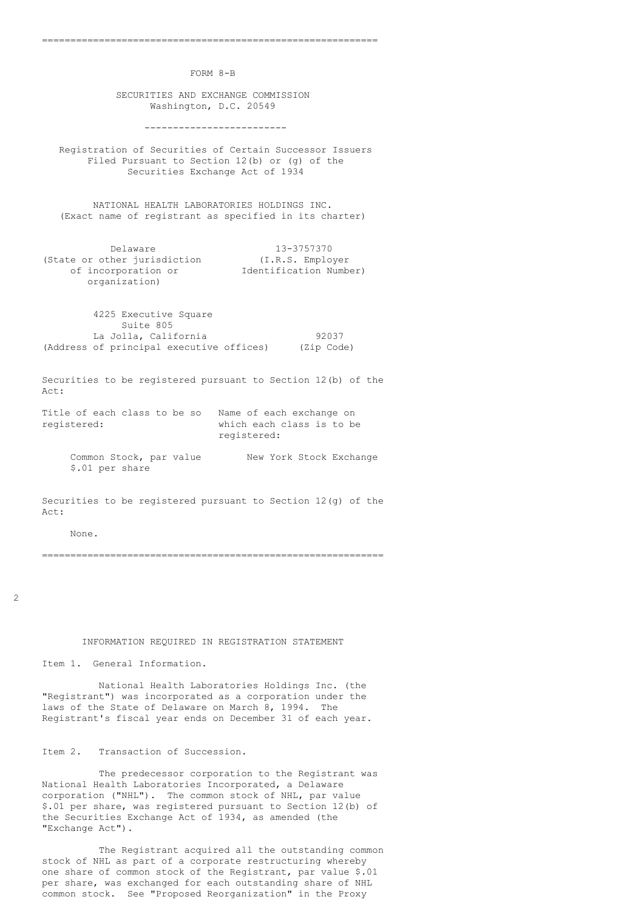# FORM 8-B

## SECURITIES AND EXCHANGE COMMISSION
Washington, D.C. 20549

---

Registration of Securities of Certain Successor Issuers Filed Pursuant to Section 12(b) or (g) of the Securities Exchange Act of 1934

**NATIONAL HEALTH LABORATORIES HOLDINGS INC.**
(Exact name of registrant as specified in its charter)

| Delaware | 13-3757370 |
|---|---|
| (State or other jurisdiction of incorporation or organization) | (I.R.S. Employer Identification Number) |

| 4225 Executive Square Suite 805 La Jolla, California | 92037 |
|---|---|
| (Address of principal executive offices) | (Zip Code) |

Securities to be registered pursuant to Section 12(b) of the Act:

| Title of each class to be so registered: | Name of each exchange on which each class is to be registered: |
|---|---|
| Common Stock, par value $.01 per share | New York Stock Exchange |

Securities to be registered pursuant to Section 12(g) of the Act:

None.

---

## INFORMATION REQUIRED IN REGISTRATION STATEMENT

### Item 1. General Information.

National Health Laboratories Holdings Inc. (the "Registrant") was incorporated as a corporation under the laws of the State of Delaware on March 8, 1994. The Registrant's fiscal year ends on December 31 of each year.

### Item 2. Transaction of Succession.

The predecessor corporation to the Registrant was National Health Laboratories Incorporated, a Delaware corporation ("NHL"). The common stock of NHL, par value $.01 per share, was registered pursuant to Section 12(b) of the Securities Exchange Act of 1934, as amended (the "Exchange Act").

The Registrant acquired all the outstanding common stock of NHL as part of a corporate restructuring whereby one share of common stock of the Registrant, par value $.01 per share, was exchanged for each outstanding share of NHL common stock. See "Proposed Reorganization" in the Proxy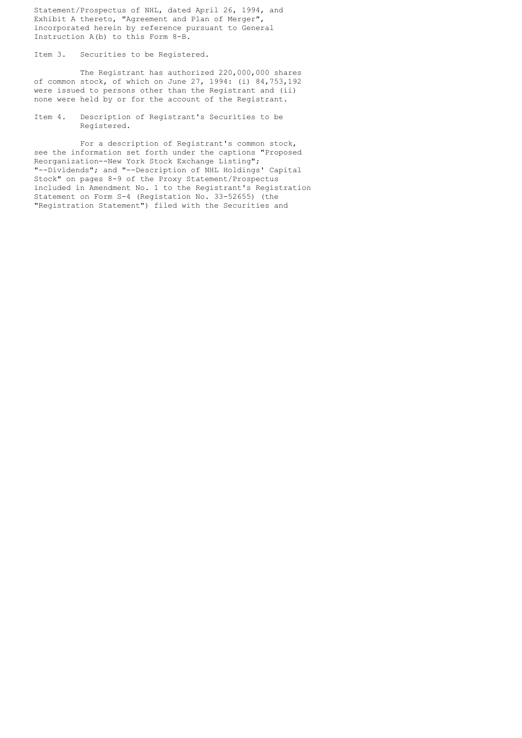Statement/Prospectus of NHL, dated April 26, 1994, and Exhibit A thereto, "Agreement and Plan of Merger", incorporated herein by reference pursuant to General Instruction A(b) to this Form 8-B.

Item 3. Securities to be Registered.

The Registrant has authorized 220,000,000 shares of common stock, of which on June 27, 1994: (i) 84,753,192 were issued to persons other than the Registrant and (ii) none were held by or for the account of the Registrant.

Item 4. Description of Registrant's Securities to be Registered.

For a description of Registrant's common stock, see the information set forth under the captions "Proposed Reorganization--New York Stock Exchange Listing"; "--Dividends"; and "--Description of NHL Holdings' Capital Stock" on pages 8-9 of the Proxy Statement/Prospectus included in Amendment No. 1 to the Registrant's Registration Statement on Form S-4 (Registation No. 33-52655) (the "Registration Statement") filed with the Securities and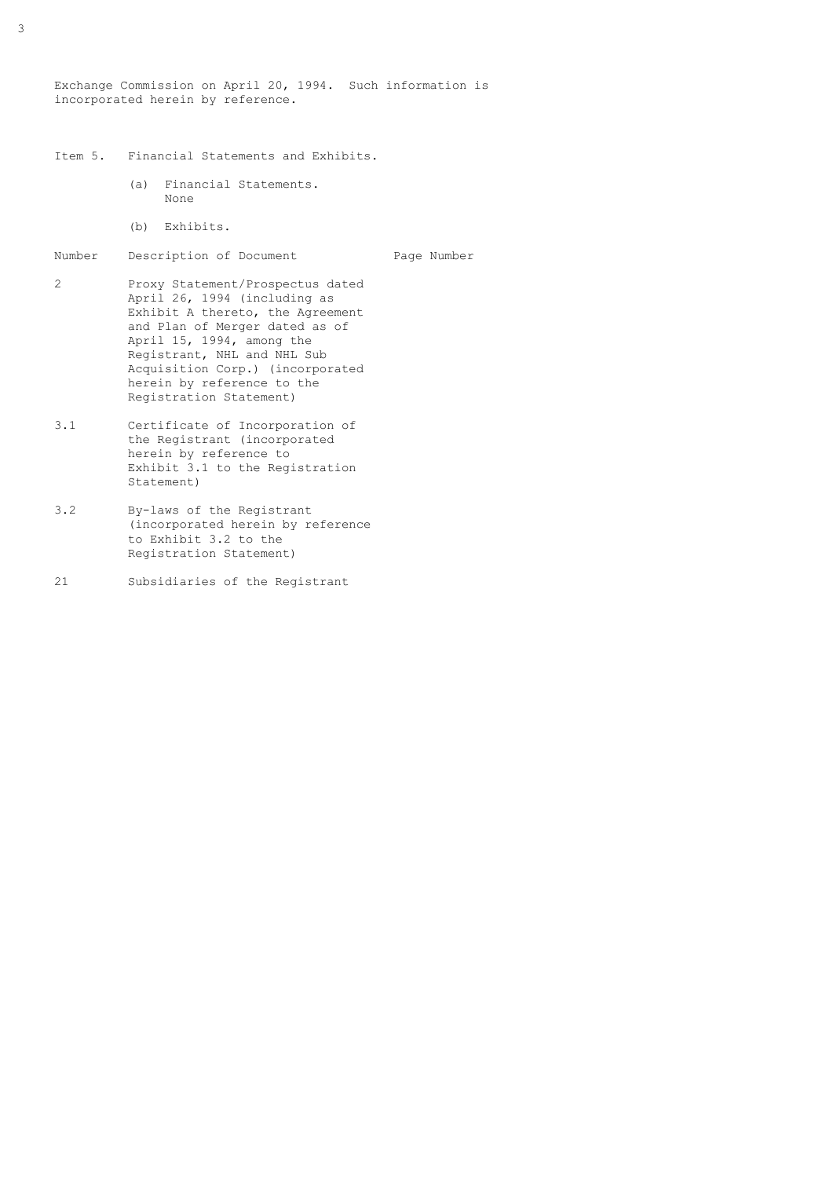Exchange Commission on April 20, 1994. Such information is incorporated herein by reference.

Item 5. Financial Statements and Exhibits.

(a) Financial Statements.
None

(b) Exhibits.

| Number | Description of Document | Page Number |
|---|---|---|
| 2 | Proxy Statement/Prospectus dated April 26, 1994 (including as Exhibit A thereto, the Agreement and Plan of Merger dated as of April 15, 1994, among the Registrant, NHL and NHL Sub Acquisition Corp.) (incorporated herein by reference to the Registration Statement) | |
| 3.1 | Certificate of Incorporation of the Registrant (incorporated herein by reference to Exhibit 3.1 to the Registration Statement) | |
| 3.2 | By-laws of the Registrant (incorporated herein by reference to Exhibit 3.2 to the Registration Statement) | |
| 21 | Subsidiaries of the Registrant | |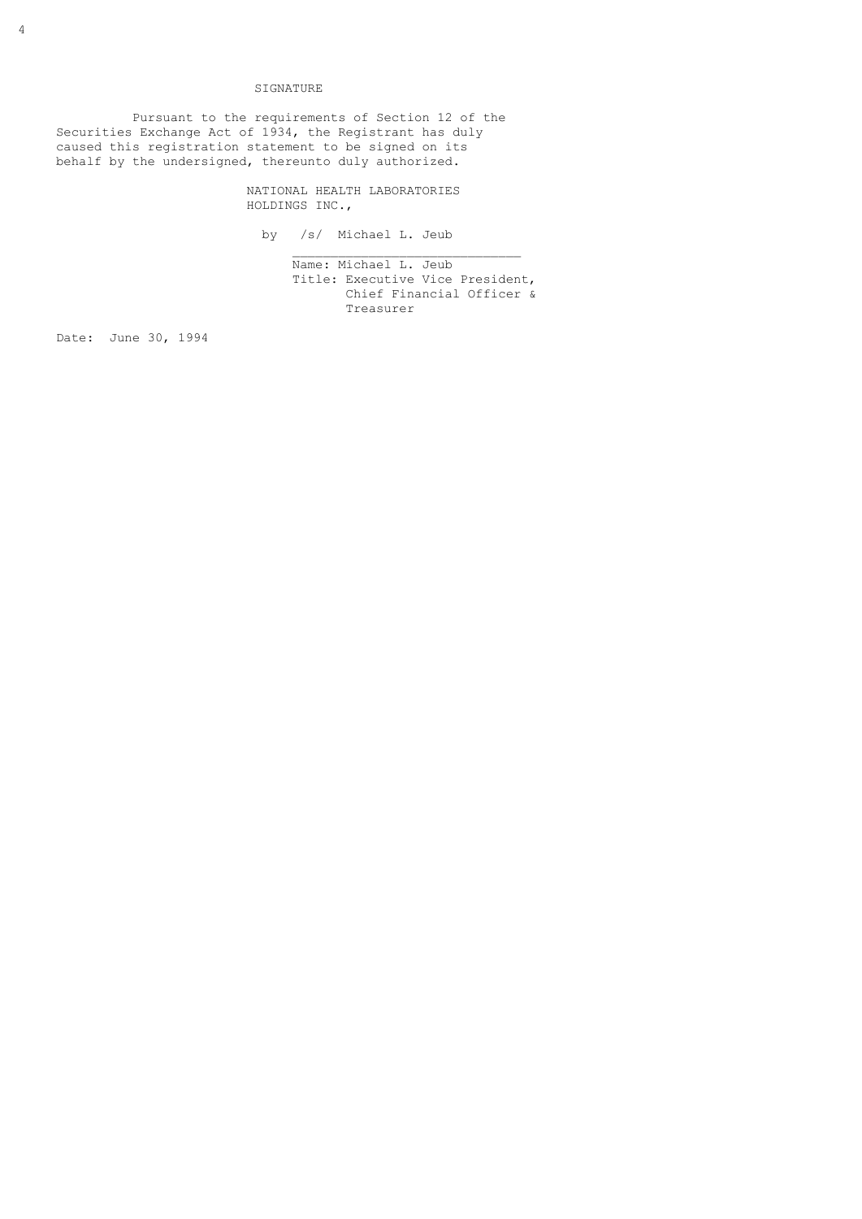# SIGNATURE

Pursuant to the requirements of Section 12 of the Securities Exchange Act of 1934, the Registrant has duly caused this registration statement to be signed on its behalf by the undersigned, thereunto duly authorized.

NATIONAL HEALTH LABORATORIES HOLDINGS INC.,

by /s/ Michael L. Jeub

Name: Michael L. Jeub
Title: Executive Vice President, Chief Financial Officer & Treasurer

Date: June 30, 1994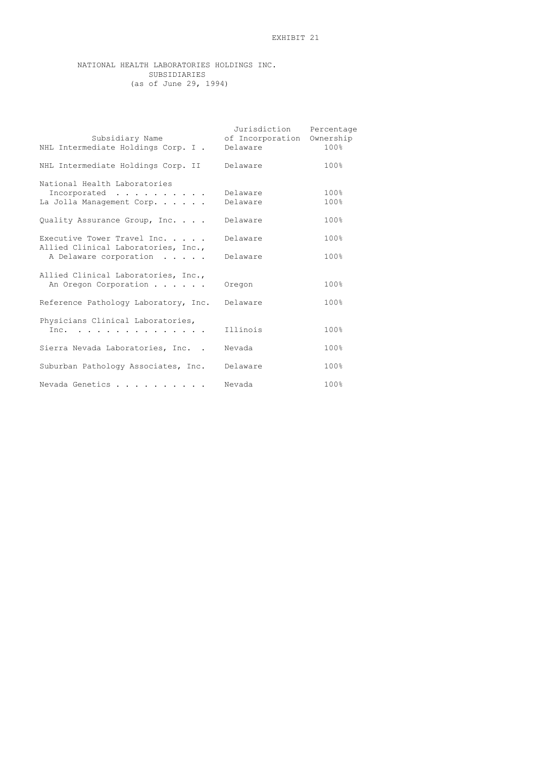EXHIBIT 21

# NATIONAL HEALTH LABORATORIES HOLDINGS INC.
## SUBSIDIARIES
(as of June 29, 1994)

| Subsidiary Name | Jurisdiction of Incorporation | Percentage Ownership |
|---|---|---|
| NHL Intermediate Holdings Corp. I | Delaware | 100% |
| NHL Intermediate Holdings Corp. II | Delaware | 100% |
| National Health Laboratories Incorporated | Delaware | 100% |
| La Jolla Management Corp. | Delaware | 100% |
| Quality Assurance Group, Inc. | Delaware | 100% |
| Executive Tower Travel Inc. | Delaware | 100% |
| Allied Clinical Laboratories, Inc., A Delaware corporation | Delaware | 100% |
| Allied Clinical Laboratories, Inc., An Oregon Corporation | Oregon | 100% |
| Reference Pathology Laboratory, Inc. | Delaware | 100% |
| Physicians Clinical Laboratories, Inc. | Illinois | 100% |
| Sierra Nevada Laboratories, Inc. | Nevada | 100% |
| Suburban Pathology Associates, Inc. | Delaware | 100% |
| Nevada Genetics | Nevada | 100% |